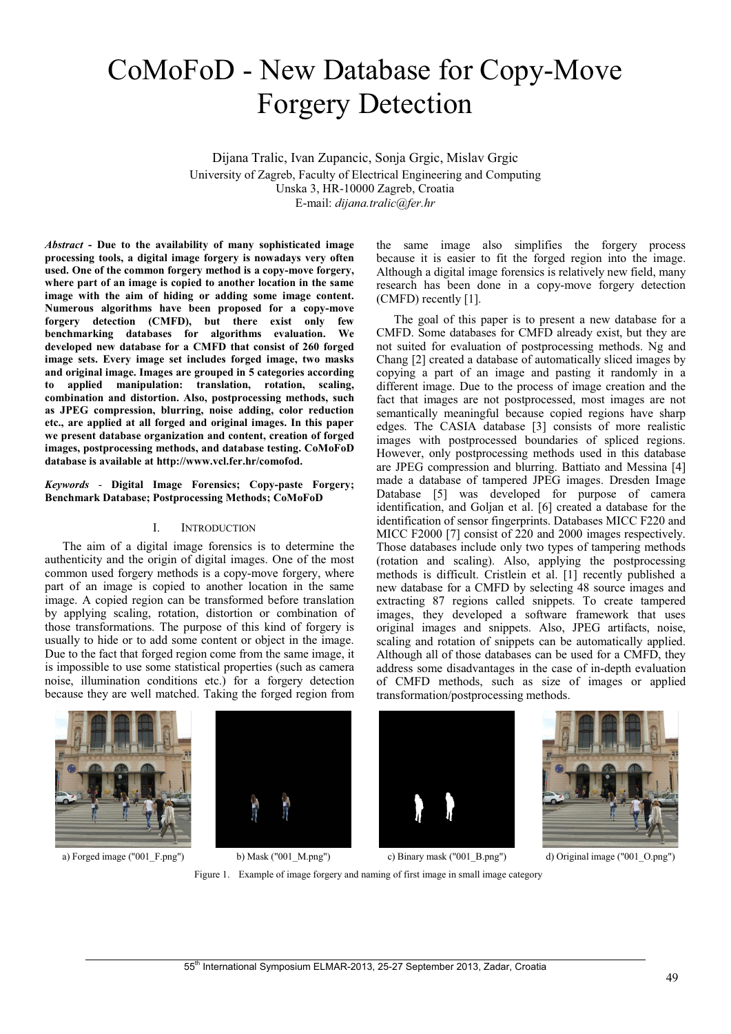# CoMoFoD - New Database for Copy-Move Forgery Detection

Dijana Tralic, Ivan Zupancic, Sonja Grgic, Mislav Grgic
University of Zagreb, Faculty of Electrical Engineering and Computing
Unska 3, HR-10000 Zagreb, Croatia
E-mail: *dijana.tralic@fer.hr*

***Abstract*** **- Due to the availability of many sophisticated image processing tools, a digital image forgery is nowadays very often used. One of the common forgery method is a copy-move forgery, where part of an image is copied to another location in the same image with the aim of hiding or adding some image content. Numerous algorithms have been proposed for a copy-move forgery detection (CMFD), but there exist only few benchmarking databases for algorithms evaluation. We developed new database for a CMFD that consist of 260 forged image sets. Every image set includes forged image, two masks and original image. Images are grouped in 5 categories according to applied manipulation: translation, rotation, scaling, combination and distortion. Also, postprocessing methods, such as JPEG compression, blurring, noise adding, color reduction etc., are applied at all forged and original images. In this paper we present database organization and content, creation of forged images, postprocessing methods, and database testing. CoMoFoD database is available at http://www.vcl.fer.hr/comofod.**

***Keywords*** - **Digital Image Forensics; Copy-paste Forgery; Benchmark Database; Postprocessing Methods; CoMoFoD**

## I. Introduction

The aim of a digital image forensics is to determine the authenticity and the origin of digital images. One of the most common used forgery methods is a copy-move forgery, where part of an image is copied to another location in the same image. A copied region can be transformed before translation by applying scaling, rotation, distortion or combination of those transformations. The purpose of this kind of forgery is usually to hide or to add some content or object in the image. Due to the fact that forged region come from the same image, it is impossible to use some statistical properties (such as camera noise, illumination conditions etc.) for a forgery detection because they are well matched. Taking the forged region from the same image also simplifies the forgery process because it is easier to fit the forged region into the image. Although a digital image forensics is relatively new field, many research has been done in a copy-move forgery detection (CMFD) recently [1].

The goal of this paper is to present a new database for a CMFD. Some databases for CMFD already exist, but they are not suited for evaluation of postprocessing methods. Ng and Chang [2] created a database of automatically sliced images by copying a part of an image and pasting it randomly in a different image. Due to the process of image creation and the fact that images are not postprocessed, most images are not semantically meaningful because copied regions have sharp edges. The CASIA database [3] consists of more realistic images with postprocessed boundaries of spliced regions. However, only postprocessing methods used in this database are JPEG compression and blurring. Battiato and Messina [4] made a database of tampered JPEG images. Dresden Image Database [5] was developed for purpose of camera identification, and Goljan et al. [6] created a database for the identification of sensor fingerprints. Databases MICC F220 and MICC F2000 [7] consist of 220 and 2000 images respectively. Those databases include only two types of tampering methods (rotation and scaling). Also, applying the postprocessing methods is difficult. Cristlein et al. [1] recently published a new database for a CMFD by selecting 48 source images and extracting 87 regions called snippets. To create tampered images, they developed a software framework that uses original images and snippets. Also, JPEG artifacts, noise, scaling and rotation of snippets can be automatically applied. Although all of those databases can be used for a CMFD, they address some disadvantages in the case of in-depth evaluation of CMFD methods, such as size of images or applied transformation/postprocessing methods.

a) Forged image ("001_F.png") b) Mask ("001_M.png") c) Binary mask ("001_B.png") d) Original image ("001_O.png")

Figure 1. Example of image forgery and naming of first image in small image category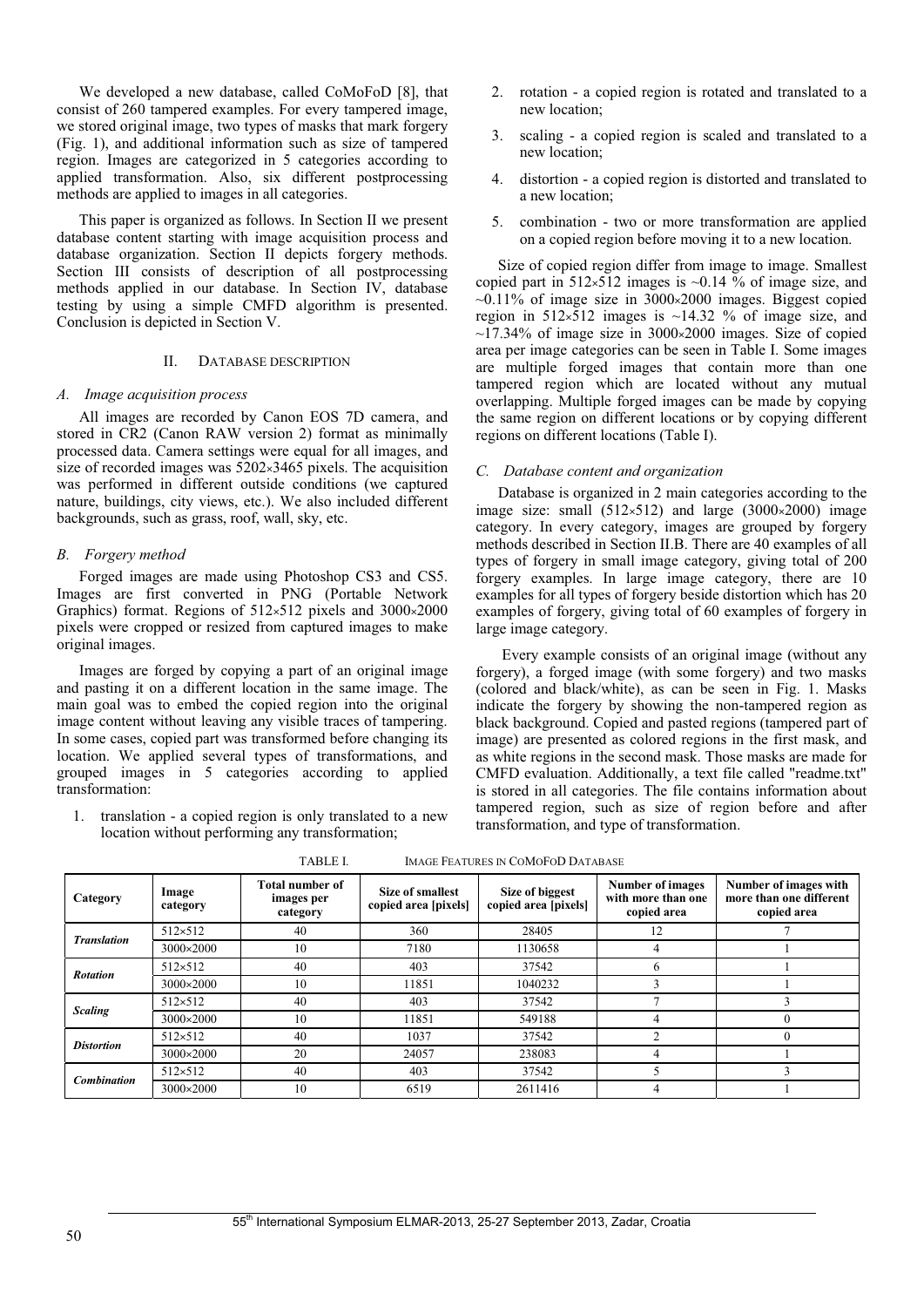We developed a new database, called CoMoFoD [8], that consist of 260 tampered examples. For every tampered image, we stored original image, two types of masks that mark forgery (Fig. 1), and additional information such as size of tampered region. Images are categorized in 5 categories according to applied transformation. Also, six different postprocessing methods are applied to images in all categories.

This paper is organized as follows. In Section II we present database content starting with image acquisition process and database organization. Section II depicts forgery methods. Section III consists of description of all postprocessing methods applied in our database. In Section IV, database testing by using a simple CMFD algorithm is presented. Conclusion is depicted in Section V.

## II. Database description

### A. Image acquisition process

All images are recorded by Canon EOS 7D camera, and stored in CR2 (Canon RAW version 2) format as minimally processed data. Camera settings were equal for all images, and size of recorded images was 5202×3465 pixels. The acquisition was performed in different outside conditions (we captured nature, buildings, city views, etc.). We also included different backgrounds, such as grass, roof, wall, sky, etc.

### B. Forgery method

Forged images are made using Photoshop CS3 and CS5. Images are first converted in PNG (Portable Network Graphics) format. Regions of 512×512 pixels and 3000×2000 pixels were cropped or resized from captured images to make original images.

Images are forged by copying a part of an original image and pasting it on a different location in the same image. The main goal was to embed the copied region into the original image content without leaving any visible traces of tampering. In some cases, copied part was transformed before changing its location. We applied several types of transformations, and grouped images in 5 categories according to applied transformation:

1. translation - a copied region is only translated to a new location without performing any transformation;
2. rotation - a copied region is rotated and translated to a new location;
3. scaling - a copied region is scaled and translated to a new location;
4. distortion - a copied region is distorted and translated to a new location;
5. combination - two or more transformation are applied on a copied region before moving it to a new location.

Size of copied region differ from image to image. Smallest copied part in 512×512 images is ~0.14 % of image size, and ~0.11% of image size in 3000×2000 images. Biggest copied region in 512×512 images is ~14.32 % of image size, and ~17.34% of image size in 3000×2000 images. Size of copied area per image categories can be seen in Table I. Some images are multiple forged images that contain more than one tampered region which are located without any mutual overlapping. Multiple forged images can be made by copying the same region on different locations or by copying different regions on different locations (Table I).

### C. Database content and organization

Database is organized in 2 main categories according to the image size: small (512×512) and large (3000×2000) image category. In every category, images are grouped by forgery methods described in Section II.B. There are 40 examples of all types of forgery in small image category, giving total of 200 forgery examples. In large image category, there are 10 examples for all types of forgery beside distortion which has 20 examples of forgery, giving total of 60 examples of forgery in large image category.

Every example consists of an original image (without any forgery), a forged image (with some forgery) and two masks (colored and black/white), as can be seen in Fig. 1. Masks indicate the forgery by showing the non-tampered region as black background. Copied and pasted regions (tampered part of image) are presented as colored regions in the first mask, and as white regions in the second mask. Those masks are made for CMFD evaluation. Additionally, a text file called "readme.txt" is stored in all categories. The file contains information about tampered region, such as size of region before and after transformation, and type of transformation.

TABLE I. Image Features in CoMoFoD Database

| Category | Image category | Total number of images per category | Size of smallest copied area [pixels] | Size of biggest copied area [pixels] | Number of images with more than one copied area | Number of images with more than one different copied area |
|---|---|---|---|---|---|---|
| ***Translation*** | 512×512 | 40 | 360 | 28405 | 12 | 7 |
| | 3000×2000 | 10 | 7180 | 1130658 | 4 | 1 |
| ***Rotation*** | 512×512 | 40 | 403 | 37542 | 6 | 1 |
| | 3000×2000 | 10 | 11851 | 1040232 | 3 | 1 |
| ***Scaling*** | 512×512 | 40 | 403 | 37542 | 7 | 3 |
| | 3000×2000 | 10 | 11851 | 549188 | 4 | 0 |
| ***Distortion*** | 512×512 | 40 | 1037 | 37542 | 2 | 0 |
| | 3000×2000 | 20 | 24057 | 238083 | 4 | 1 |
| ***Combination*** | 512×512 | 40 | 403 | 37542 | 5 | 3 |
| | 3000×2000 | 10 | 6519 | 2611416 | 4 | 1 |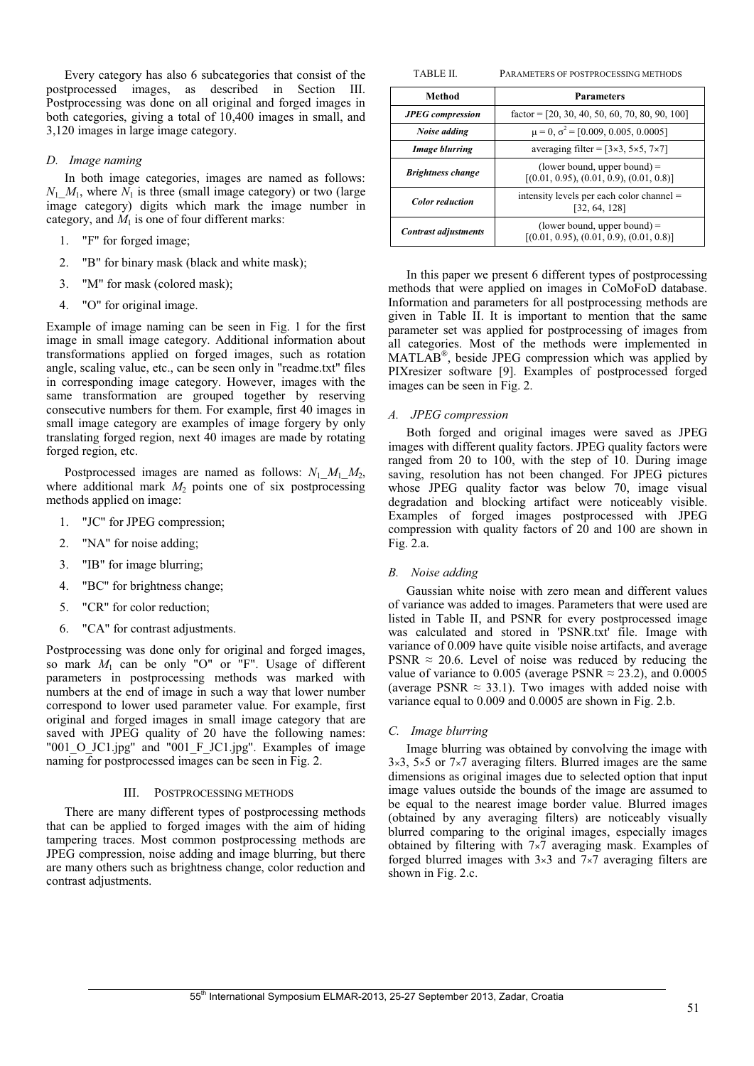Every category has also 6 subcategories that consist of the postprocessed images, as described in Section III. Postprocessing was done on all original and forged images in both categories, giving a total of 10,400 images in small, and 3,120 images in large image category.

### D. Image naming

In both image categories, images are named as follows: $N_1\_M_1$, where $N_1$ is three (small image category) or two (large image category) digits which mark the image number in category, and $M_1$ is one of four different marks:

1. "F" for forged image;
2. "B" for binary mask (black and white mask);
3. "M" for mask (colored mask);
4. "O" for original image.

Example of image naming can be seen in Fig. 1 for the first image in small image category. Additional information about transformations applied on forged images, such as rotation angle, scaling value, etc., can be seen only in "readme.txt" files in corresponding image category. However, images with the same transformation are grouped together by reserving consecutive numbers for them. For example, first 40 images in small image category are examples of image forgery by only translating forged region, next 40 images are made by rotating forged region, etc.

Postprocessed images are named as follows: $N_1\_M_1\_M_2$, where additional mark $M_2$ points one of six postprocessing methods applied on image:

1. "JC" for JPEG compression;
2. "NA" for noise adding;
3. "IB" for image blurring;
4. "BC" for brightness change;
5. "CR" for color reduction;
6. "CA" for contrast adjustments.

Postprocessing was done only for original and forged images, so mark $M_1$ can be only "O" or "F". Usage of different parameters in postprocessing methods was marked with numbers at the end of image in such a way that lower number correspond to lower used parameter value. For example, first original and forged images in small image category that are saved with JPEG quality of 20 have the following names: "001_O_JC1.jpg" and "001_F_JC1.jpg". Examples of image naming for postprocessed images can be seen in Fig. 2.

## III. Postprocessing methods

There are many different types of postprocessing methods that can be applied to forged images with the aim of hiding tampering traces. Most common postprocessing methods are JPEG compression, noise adding and image blurring, but there are many others such as brightness change, color reduction and contrast adjustments.

TABLE II. Parameters of postprocessing methods

| Method | Parameters |
|---|---|
| ***JPEG compression*** | factor = [20, 30, 40, 50, 60, 70, 80, 90, 100] |
| ***Noise adding*** | $\mu = 0$, $\sigma^2 = [0.009, 0.005, 0.0005]$ |
| ***Image blurring*** | averaging filter = [3×3, 5×5, 7×7] |
| ***Brightness change*** | (lower bound, upper bound) = [(0.01, 0.95), (0.01, 0.9), (0.01, 0.8)] |
| ***Color reduction*** | intensity levels per each color channel = [32, 64, 128] |
| ***Contrast adjustments*** | (lower bound, upper bound) = [(0.01, 0.95), (0.01, 0.9), (0.01, 0.8)] |

In this paper we present 6 different types of postprocessing methods that were applied on images in CoMoFoD database. Information and parameters for all postprocessing methods are given in Table II. It is important to mention that the same parameter set was applied for postprocessing of images from all categories. Most of the methods were implemented in MATLAB®, beside JPEG compression which was applied by PIXresizer software [9]. Examples of postprocessed forged images can be seen in Fig. 2.

### A. JPEG compression

Both forged and original images were saved as JPEG images with different quality factors. JPEG quality factors were ranged from 20 to 100, with the step of 10. During image saving, resolution has not been changed. For JPEG pictures whose JPEG quality factor was below 70, image visual degradation and blocking artifact were noticeably visible. Examples of forged images postprocessed with JPEG compression with quality factors of 20 and 100 are shown in Fig. 2.a.

### B. Noise adding

Gaussian white noise with zero mean and different values of variance was added to images. Parameters that were used are listed in Table II, and PSNR for every postprocessed image was calculated and stored in 'PSNR.txt' file. Image with variance of 0.009 have quite visible noise artifacts, and average PSNR $\approx$ 20.6. Level of noise was reduced by reducing the value of variance to 0.005 (average PSNR $\approx$ 23.2), and 0.0005 (average PSNR $\approx$ 33.1). Two images with added noise with variance equal to 0.009 and 0.0005 are shown in Fig. 2.b.

### C. Image blurring

Image blurring was obtained by convolving the image with 3×3, 5×5 or 7×7 averaging filters. Blurred images are the same dimensions as original images due to selected option that input image values outside the bounds of the image are assumed to be equal to the nearest image border value. Blurred images (obtained by any averaging filters) are noticeably visually blurred comparing to the original images, especially images obtained by filtering with 7×7 averaging mask. Examples of forged blurred images with 3×3 and 7×7 averaging filters are shown in Fig. 2.c.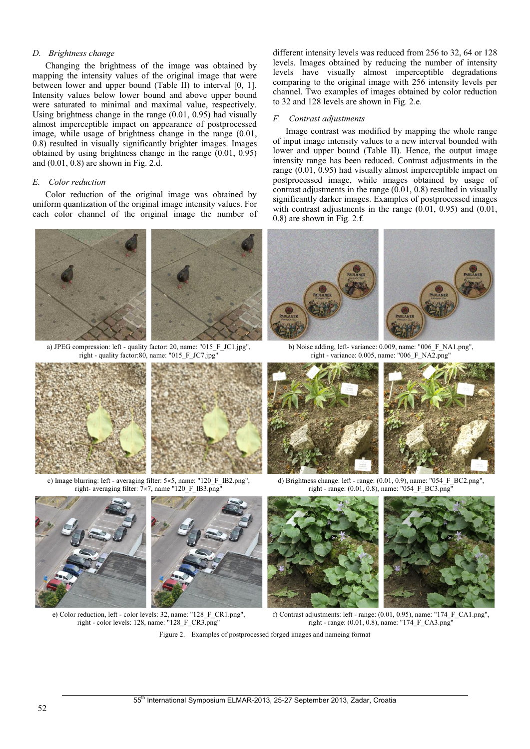### D. Brightness change

Changing the brightness of the image was obtained by mapping the intensity values of the original image that were between lower and upper bound (Table II) to interval [0, 1]. Intensity values below lower bound and above upper bound were saturated to minimal and maximal value, respectively. Using brightness change in the range (0.01, 0.95) had visually almost imperceptible impact on appearance of postprocessed image, while usage of brightness change in the range (0.01, 0.8) resulted in visually significantly brighter images. Images obtained by using brightness change in the range (0.01, 0.95) and (0.01, 0.8) are shown in Fig. 2.d.

### E. Color reduction

Color reduction of the original image was obtained by uniform quantization of the original image intensity values. For each color channel of the original image the number of different intensity levels was reduced from 256 to 32, 64 or 128 levels. Images obtained by reducing the number of intensity levels have visually almost imperceptible degradations comparing to the original image with 256 intensity levels per channel. Two examples of images obtained by color reduction to 32 and 128 levels are shown in Fig. 2.e.

### F. Contrast adjustments

Image contrast was modified by mapping the whole range of input image intensity values to a new interval bounded with lower and upper bound (Table II). Hence, the output image intensity range has been reduced. Contrast adjustments in the range (0.01, 0.95) had visually almost imperceptible impact on postprocessed image, while images obtained by usage of contrast adjustments in the range (0.01, 0.8) resulted in visually significantly darker images. Examples of postprocessed images with contrast adjustments in the range (0.01, 0.95) and (0.01, 0.8) are shown in Fig. 2.f.

a) JPEG compression: left - quality factor: 20, name: "015_F_JC1.jpg", right - quality factor:80, name: "015_F_JC7.jpg"

b) Noise adding, left- variance: 0.009, name: "006_F_NA1.png", right - variance: 0.005, name: "006_F_NA2.png"

c) Image blurring: left - averaging filter: 5×5, name: "120_F_IB2.png", right- averaging filter: 7×7, name "120_F_IB3.png"

d) Brightness change: left - range: (0.01, 0.9), name: "054_F_BC2.png", right - range: (0.01, 0.8), name: "054_F_BC3.png"

e) Color reduction, left - color levels: 32, name: "128_F_CR1.png", right - color levels: 128, name: "128_F_CR3.png"

f) Contrast adjustments: left - range: (0.01, 0.95), name: "174_F_CA1.png", right - range: (0.01, 0.8), name: "174_F_CA3.png"

Figure 2. Examples of postprocessed forged images and nameing format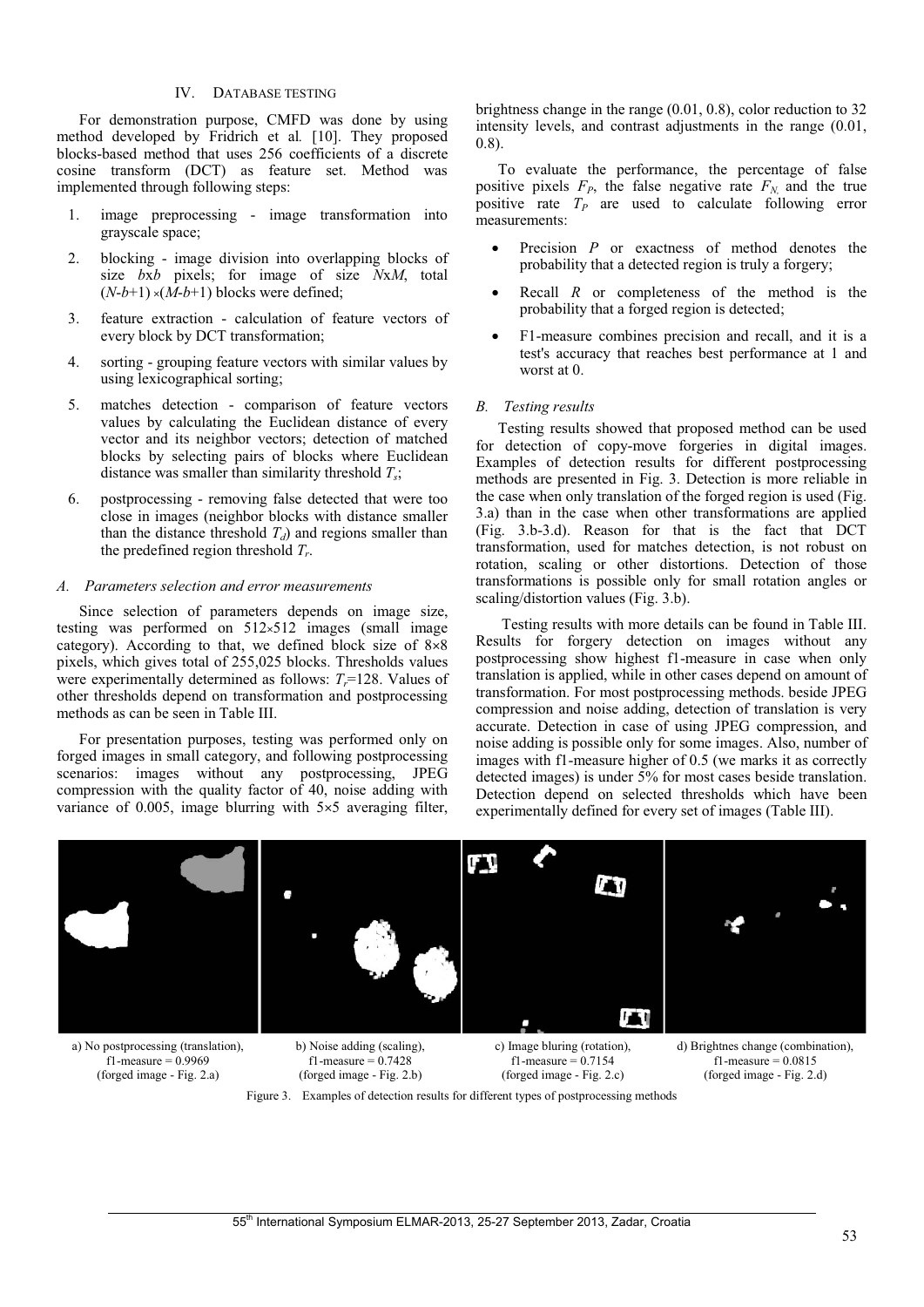## IV. Database Testing

For demonstration purpose, CMFD was done by using method developed by Fridrich et al. [10]. They proposed blocks-based method that uses 256 coefficients of a discrete cosine transform (DCT) as feature set. Method was implemented through following steps:

1. image preprocessing - image transformation into grayscale space;
2. blocking - image division into overlapping blocks of size $b$x$b$ pixels; for image of size $N$x$M$, total $(N\text{-}b\text{+}1) \times (M\text{-}b\text{+}1)$ blocks were defined;
3. feature extraction - calculation of feature vectors of every block by DCT transformation;
4. sorting - grouping feature vectors with similar values by using lexicographical sorting;
5. matches detection - comparison of feature vectors values by calculating the Euclidean distance of every vector and its neighbor vectors; detection of matched blocks by selecting pairs of blocks where Euclidean distance was smaller than similarity threshold $T_s$;
6. postprocessing - removing false detected that were too close in images (neighbor blocks with distance smaller than the distance threshold $T_d$) and regions smaller than the predefined region threshold $T_r$.

### A. Parameters selection and error measurements

Since selection of parameters depends on image size, testing was performed on 512×512 images (small image category). According to that, we defined block size of 8×8 pixels, which gives total of 255,025 blocks. Thresholds values were experimentally determined as follows: $T_r$=128. Values of other thresholds depend on transformation and postprocessing methods as can be seen in Table III.

For presentation purposes, testing was performed only on forged images in small category, and following postprocessing scenarios: images without any postprocessing, JPEG compression with the quality factor of 40, noise adding with variance of 0.005, image blurring with 5×5 averaging filter, brightness change in the range (0.01, 0.8), color reduction to 32 intensity levels, and contrast adjustments in the range (0.01, 0.8).

To evaluate the performance, the percentage of false positive pixels $F_P$, the false negative rate $F_N$, and the true positive rate $T_P$ are used to calculate following error measurements:

- Precision $P$ or exactness of method denotes the probability that a detected region is truly a forgery;
- Recall $R$ or completeness of the method is the probability that a forged region is detected;
- F1-measure combines precision and recall, and it is a test's accuracy that reaches best performance at 1 and worst at 0.

### B. Testing results

Testing results showed that proposed method can be used for detection of copy-move forgeries in digital images. Examples of detection results for different postprocessing methods are presented in Fig. 3. Detection is more reliable in the case when only translation of the forged region is used (Fig. 3.a) than in the case when other transformations are applied (Fig. 3.b-3.d). Reason for that is the fact that DCT transformation, used for matches detection, is not robust on rotation, scaling or other distortions. Detection of those transformations is possible only for small rotation angles or scaling/distortion values (Fig. 3.b).

Testing results with more details can be found in Table III. Results for forgery detection on images without any postprocessing show highest f1-measure in case when only translation is applied, while in other cases depend on amount of transformation. For most postprocessing methods. beside JPEG compression and noise adding, detection of translation is very accurate. Detection in case of using JPEG compression, and noise adding is possible only for some images. Also, number of images with f1-measure higher of 0.5 (we marks it as correctly detected images) is under 5% for most cases beside translation. Detection depend on selected thresholds which have been experimentally defined for every set of images (Table III).

a) No postprocessing (translation), f1-measure = 0.9969 (forged image - Fig. 2.a)

b) Noise adding (scaling), f1-measure = 0.7428 (forged image - Fig. 2.b)

c) Image bluring (rotation), f1-measure = 0.7154 (forged image - Fig. 2.c)

d) Brightnes change (combination), f1-measure = 0.0815 (forged image - Fig. 2.d)

Figure 3. Examples of detection results for different types of postprocessing methods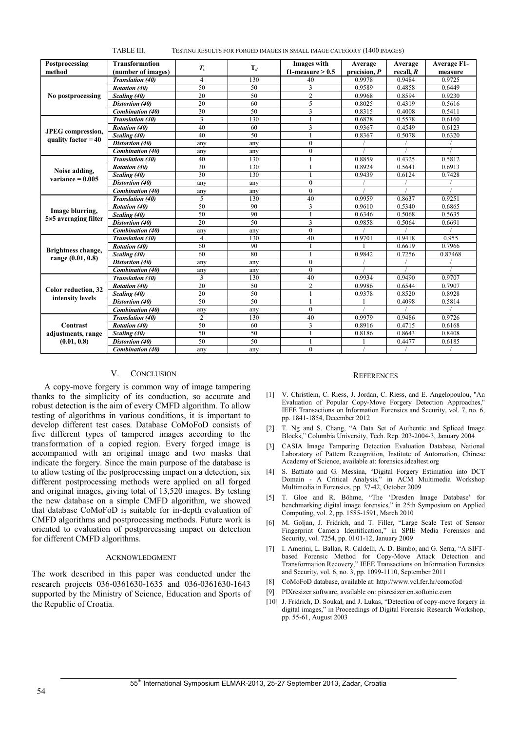TABLE III. TESTING RESULTS FOR FORGED IMAGES IN SMALL IMAGE CATEGORY (1400 IMAGES)

| Postprocessing method | Transformation (number of images) | $T_s$ | $T_d$ | Images with f1-measure > 0.5 | Average precision, $P$ | Average recall, $R$ | Average F1-measure |
|---|---|---|---|---|---|---|---|
| No postprocessing | *Translation (40)* | 4 | 130 | 40 | 0.9978 | 0.9484 | 0.9725 |
| | *Rotation (40)* | 50 | 50 | 3 | 0.9589 | 0.4858 | 0.6449 |
| | *Scaling (40)* | 20 | 50 | 2 | 0.9968 | 0.8594 | 0.9230 |
| | *Distortion (40)* | 20 | 60 | 5 | 0.8025 | 0.4319 | 0.5616 |
| | *Combination (40)* | 30 | 50 | 3 | 0.8315 | 0.4008 | 0.5411 |
| JPEG compression, quality factor = 40 | *Translation (40)* | 3 | 130 | 1 | 0.6878 | 0.5578 | 0.6160 |
| | *Rotation (40)* | 40 | 60 | 3 | 0.9367 | 0.4549 | 0.6123 |
| | *Scaling (40)* | 40 | 50 | 1 | 0.8367 | 0.5078 | 0.6320 |
| | *Distortion (40)* | any | any | 0 | / | / | / |
| | *Combination (40)* | any | any | 0 | / | / | / |
| Noise adding, variance = 0.005 | *Translation (40)* | 40 | 130 | 1 | 0.8859 | 0.4325 | 0.5812 |
| | *Rotation (40)* | 30 | 130 | 1 | 0.8924 | 0.5641 | 0.6913 |
| | *Scaling (40)* | 30 | 130 | 1 | 0.9439 | 0.6124 | 0.7428 |
| | *Distortion (40)* | any | any | 0 | / | / | / |
| | *Combination (40)* | any | any | 0 | / | / | / |
| Image blurring, 5×5 averaging filter | *Translation (40)* | 5 | 130 | 40 | 0.9959 | 0.8637 | 0.9251 |
| | *Rotation (40)* | 50 | 90 | 3 | 0.9610 | 0.5340 | 0.6865 |
| | *Scaling (40)* | 50 | 90 | 1 | 0.6346 | 0.5068 | 0.5635 |
| | *Distortion (40)* | 20 | 50 | 3 | 0.9858 | 0.5064 | 0.6691 |
| | *Combination (40)* | any | any | 0 | / | / | / |
| Brightness change, range (0.01, 0.8) | *Translation (40)* | 4 | 130 | 40 | 0.9701 | 0.9418 | 0.955 |
| | *Rotation (40)* | 60 | 90 | 1 | 1 | 0.6619 | 0.7966 |
| | *Scaling (40)* | 60 | 80 | 1 | 0.9842 | 0.7256 | 0.87468 |
| | *Distortion (40)* | any | any | 0 | / | / | / |
| | *Combination (40)* | any | any | 0 | / | / | / |
| Color reduction, 32 intensity levels | *Translation (40)* | 3 | 130 | 40 | 0.9934 | 0.9490 | 0.9707 |
| | *Rotation (40)* | 20 | 50 | 2 | 0.9986 | 0.6544 | 0.7907 |
| | *Scaling (40)* | 20 | 50 | 1 | 0.9378 | 0.8520 | 0.8928 |
| | *Distortion (40)* | 50 | 50 | 1 | 1 | 0.4098 | 0.5814 |
| | *Combination (40)* | any | any | 0 | / | / | / |
| Contrast adjustments, range (0.01, 0.8) | *Translation (40)* | 2 | 130 | 40 | 0.9979 | 0.9486 | 0.9726 |
| | *Rotation (40)* | 50 | 60 | 3 | 0.8916 | 0.4715 | 0.6168 |
| | *Scaling (40)* | 50 | 50 | 1 | 0.8186 | 0.8643 | 0.8408 |
| | *Distortion (40)* | 50 | 50 | 1 | 1 | 0.4477 | 0.6185 |
| | *Combination (40)* | any | any | 0 | / | / | / |

## V. CONCLUSION

A copy-move forgery is common way of image tampering thanks to the simplicity of its conduction, so accurate and robust detection is the aim of every CMFD algorithm. To allow testing of algorithms in various conditions, it is important to develop different test cases. Database CoMoFoD consists of five different types of tampered images according to the transformation of a copied region. Every forged image is accompanied with an original image and two masks that indicate the forgery. Since the main purpose of the database is to allow testing of the postprocessing impact on a detection, six different postprocessing methods were applied on all forged and original images, giving total of 13,520 images. By testing the new database on a simple CMFD algorithm, we showed that database CoMoFoD is suitable for in-depth evaluation of CMFD algorithms and postprocessing methods. Future work is oriented to evaluation of postporcessing impact on detection for different CMFD algorithms.

### ACKNOWLEDGMENT

The work described in this paper was conducted under the research projects 036-0361630-1635 and 036-0361630-1643 supported by the Ministry of Science, Education and Sports of the Republic of Croatia.

### REFERENCES

[1] V. Christlein, C. Riess, J. Jordan, C. Riess, and E. Angelopoulou, "An Evaluation of Popular Copy-Move Forgery Detection Approaches," IEEE Transactions on Information Forensics and Security, vol. 7, no. 6, pp. 1841-1854, December 2012

[2] T. Ng and S. Chang, "A Data Set of Authentic and Spliced Image Blocks," Columbia University, Tech. Rep. 203-2004-3, January 2004

[3] CASIA Image Tampering Detection Evaluation Database, National Laboratory of Pattern Recognition, Institute of Automation, Chinese Academy of Science, available at: forensics.idealtest.org

[4] S. Battiato and G. Messina, "Digital Forgery Estimation into DCT Domain - A Critical Analysis," in ACM Multimedia Workshop Multimedia in Forensics, pp. 37-42, October 2009

[5] T. Gloe and R. Böhme, "The 'Dresden Image Database' for benchmarking digital image forensics," in 25th Symposium on Applied Computing, vol. 2, pp. 1585-1591, March 2010

[6] M. Goljan, J. Fridrich, and T. Filler, "Large Scale Test of Sensor Fingerprint Camera Identification," in SPIE Media Forensics and Security, vol. 7254, pp. 0I 01-12, January 2009

[7] I. Amerini, L. Ballan, R. Caldelli, A. D. Bimbo, and G. Serra, "A SIFT-based Forensic Method for Copy-Move Attack Detection and Transformation Recovery," IEEE Transactions on Information Forensics and Security, vol. 6, no. 3, pp. 1099-1110, September 2011

[8] CoMoFoD database, available at: http://www.vcl.fer.hr/comofod

[9] PIXresizer software, available on: pixresizer.en.softonic.com

[10] J. Fridrich, D. Soukal, and J. Lukas, "Detection of copy-move forgery in digital images," in Proceedings of Digital Forensic Research Workshop, pp. 55-61, August 2003